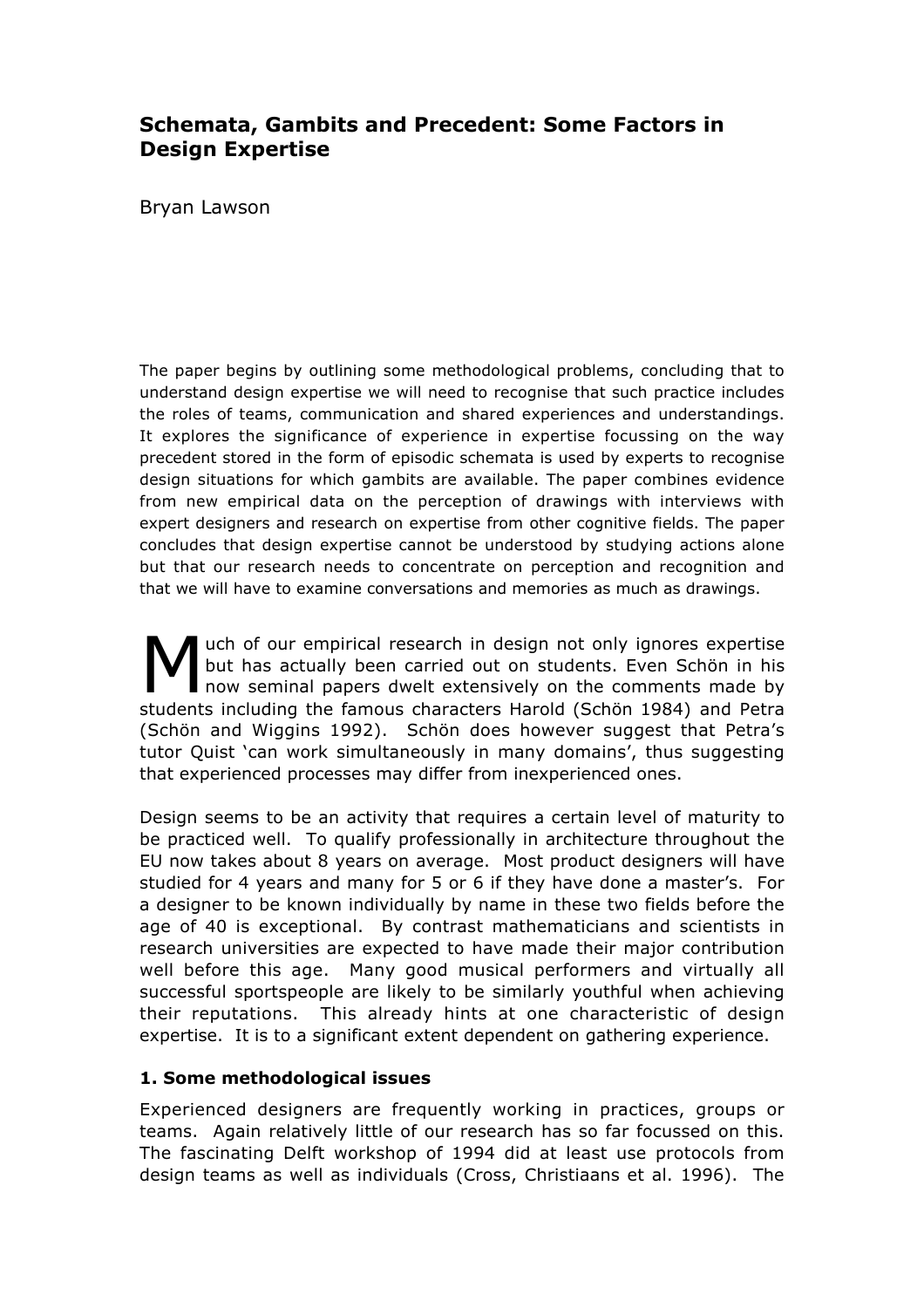# Schemata, Gambits and Precedent: Some Factors in Design Expertise

Bryan Lawson

The paper begins by outlining some methodological problems, concluding that to understand design expertise we will need to recognise that such practice includes the roles of teams, communication and shared experiences and understandings. It explores the significance of experience in expertise focussing on the way precedent stored in the form of episodic schemata is used by experts to recognise design situations for which gambits are available. The paper combines evidence from new empirical data on the perception of drawings with interviews with expert designers and research on expertise from other cognitive fields. The paper concludes that design expertise cannot be understood by studying actions alone but that our research needs to concentrate on perception and recognition and that we will have to examine conversations and memories as much as drawings.

Much of our empirical research in design not only ignores expertise but has actually been carried out on students. Even Schön in his now seminal papers dwelt extensively on the comments made by students including the famous characters Harold (Schön 1984) and Petra (Schön and Wiggins 1992). Schön does however suggest that Petra's tutor Quist 'can work simultaneously in many domains', thus suggesting that experienced processes may differ from inexperienced ones.

Design seems to be an activity that requires a certain level of maturity to be practiced well. To qualify professionally in architecture throughout the EU now takes about 8 years on average. Most product designers will have studied for 4 years and many for 5 or 6 if they have done a master's. For a designer to be known individually by name in these two fields before the age of 40 is exceptional. By contrast mathematicians and scientists in research universities are expected to have made their major contribution well before this age. Many good musical performers and virtually all successful sportspeople are likely to be similarly youthful when achieving their reputations. This already hints at one characteristic of design expertise. It is to a significant extent dependent on gathering experience.

## 1. Some methodological issues

Experienced designers are frequently working in practices, groups or teams. Again relatively little of our research has so far focussed on this. The fascinating Delft workshop of 1994 did at least use protocols from design teams as well as individuals (Cross, Christiaans et al. 1996). The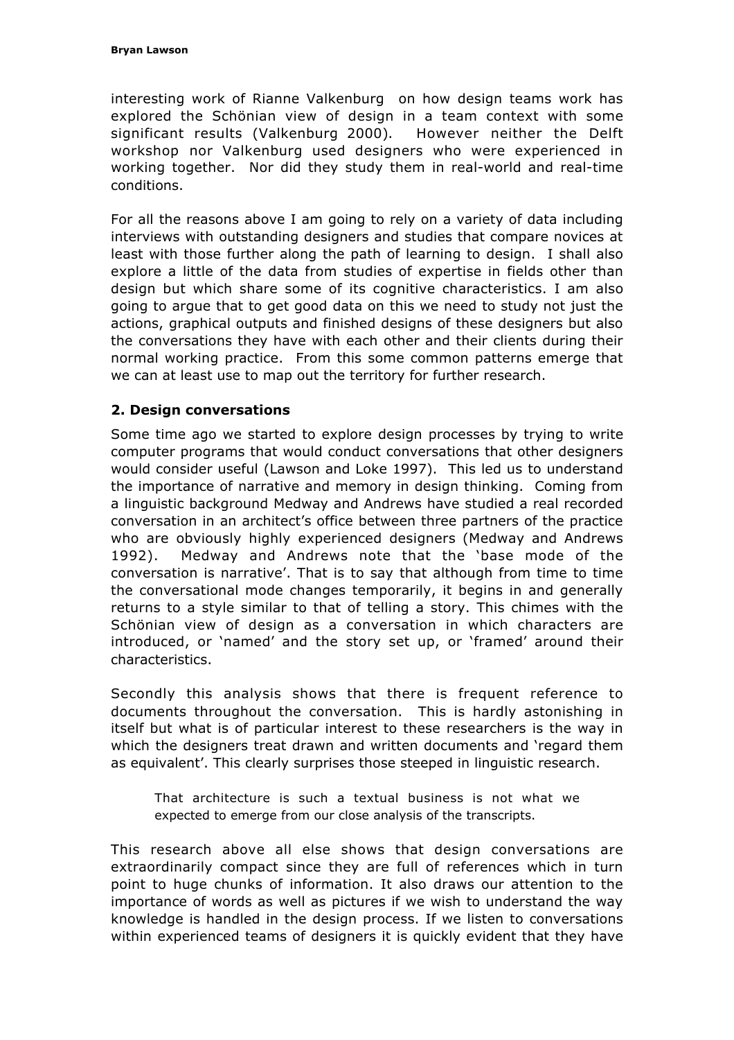interesting work of Rianne Valkenburg on how design teams work has explored the Schönian view of design in a team context with some significant results (Valkenburg 2000). However neither the Delft workshop nor Valkenburg used designers who were experienced in working together. Nor did they study them in real-world and real-time conditions.

For all the reasons above I am going to rely on a variety of data including interviews with outstanding designers and studies that compare novices at least with those further along the path of learning to design. I shall also explore a little of the data from studies of expertise in fields other than design but which share some of its cognitive characteristics. I am also going to argue that to get good data on this we need to study not just the actions, graphical outputs and finished designs of these designers but also the conversations they have with each other and their clients during their normal working practice. From this some common patterns emerge that we can at least use to map out the territory for further research.

## 2. Design conversations

Some time ago we started to explore design processes by trying to write computer programs that would conduct conversations that other designers would consider useful (Lawson and Loke 1997). This led us to understand the importance of narrative and memory in design thinking. Coming from a linguistic background Medway and Andrews have studied a real recorded conversation in an architect's office between three partners of the practice who are obviously highly experienced designers (Medway and Andrews 1992). Medway and Andrews note that the 'base mode of the conversation is narrative'. That is to say that although from time to time the conversational mode changes temporarily, it begins in and generally returns to a style similar to that of telling a story. This chimes with the Schönian view of design as a conversation in which characters are introduced, or 'named' and the story set up, or 'framed' around their characteristics.

Secondly this analysis shows that there is frequent reference to documents throughout the conversation. This is hardly astonishing in itself but what is of particular interest to these researchers is the way in which the designers treat drawn and written documents and 'regard them as equivalent'. This clearly surprises those steeped in linguistic research.

> That architecture is such a textual business is not what we expected to emerge from our close analysis of the transcripts.

This research above all else shows that design conversations are extraordinarily compact since they are full of references which in turn point to huge chunks of information. It also draws our attention to the importance of words as well as pictures if we wish to understand the way knowledge is handled in the design process. If we listen to conversations within experienced teams of designers it is quickly evident that they have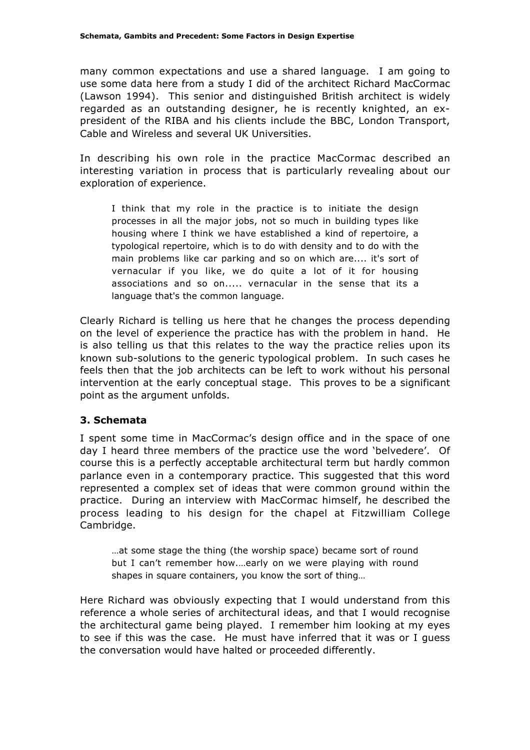many common expectations and use a shared language. I am going to use some data here from a study I did of the architect Richard MacCormac (Lawson 1994). This senior and distinguished British architect is widely regarded as an outstanding designer, he is recently knighted, an ex-president of the RIBA and his clients include the BBC, London Transport, Cable and Wireless and several UK Universities.

In describing his own role in the practice MacCormac described an interesting variation in process that is particularly revealing about our exploration of experience.

> I think that my role in the practice is to initiate the design processes in all the major jobs, not so much in building types like housing where I think we have established a kind of repertoire, a typological repertoire, which is to do with density and to do with the main problems like car parking and so on which are.... it's sort of vernacular if you like, we do quite a lot of it for housing associations and so on..... vernacular in the sense that its a language that's the common language.

Clearly Richard is telling us here that he changes the process depending on the level of experience the practice has with the problem in hand. He is also telling us that this relates to the way the practice relies upon its known sub-solutions to the generic typological problem. In such cases he feels then that the job architects can be left to work without his personal intervention at the early conceptual stage. This proves to be a significant point as the argument unfolds.

## 3. Schemata

I spent some time in MacCormac's design office and in the space of one day I heard three members of the practice use the word 'belvedere'. Of course this is a perfectly acceptable architectural term but hardly common parlance even in a contemporary practice. This suggested that this word represented a complex set of ideas that were common ground within the practice. During an interview with MacCormac himself, he described the process leading to his design for the chapel at Fitzwilliam College Cambridge.

> …at some stage the thing (the worship space) became sort of round but I can't remember how….early on we were playing with round shapes in square containers, you know the sort of thing…

Here Richard was obviously expecting that I would understand from this reference a whole series of architectural ideas, and that I would recognise the architectural game being played. I remember him looking at my eyes to see if this was the case. He must have inferred that it was or I guess the conversation would have halted or proceeded differently.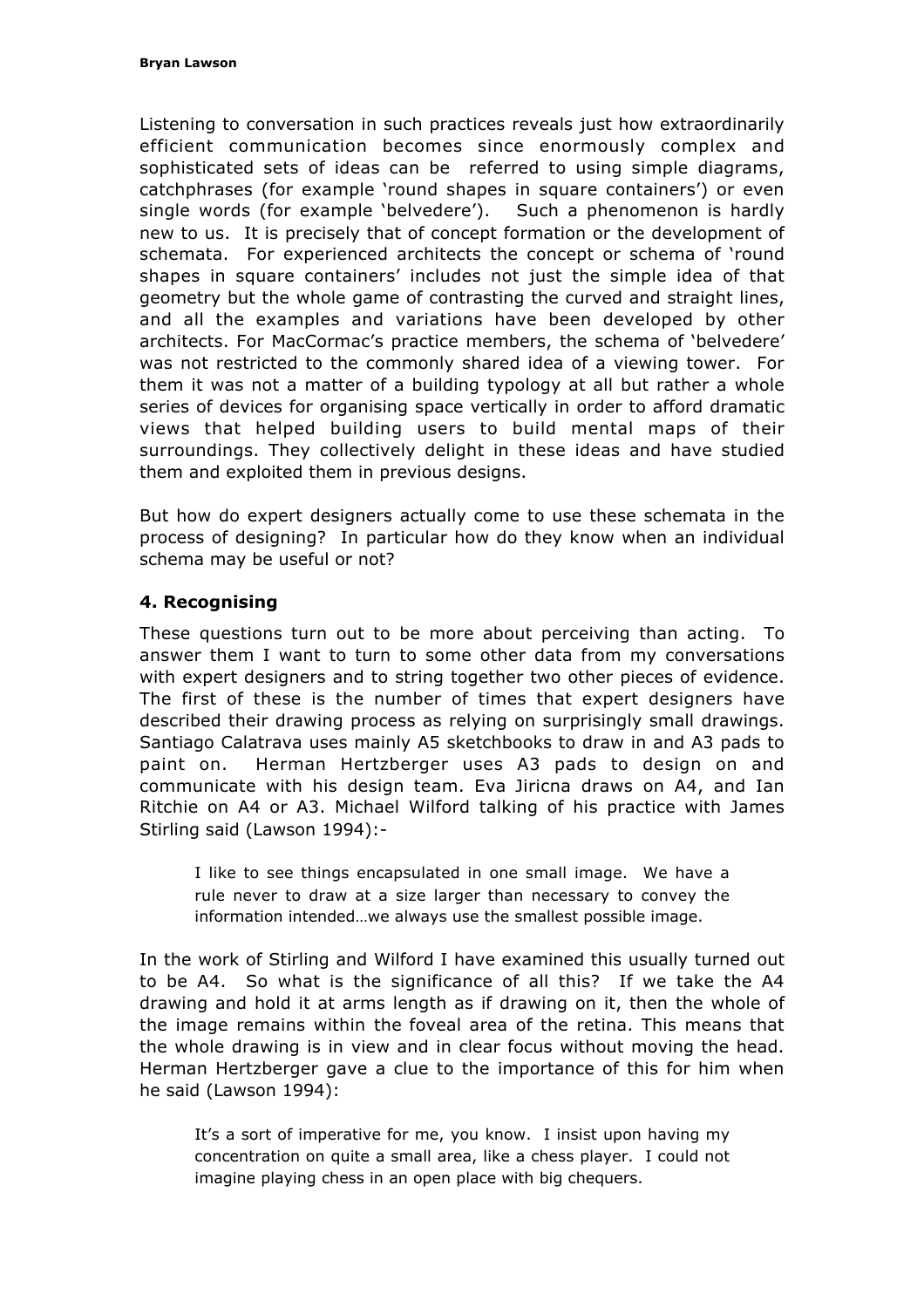Listening to conversation in such practices reveals just how extraordinarily efficient communication becomes since enormously complex and sophisticated sets of ideas can be referred to using simple diagrams, catchphrases (for example 'round shapes in square containers') or even single words (for example 'belvedere'). Such a phenomenon is hardly new to us. It is precisely that of concept formation or the development of schemata. For experienced architects the concept or schema of 'round shapes in square containers' includes not just the simple idea of that geometry but the whole game of contrasting the curved and straight lines, and all the examples and variations have been developed by other architects. For MacCormac's practice members, the schema of 'belvedere' was not restricted to the commonly shared idea of a viewing tower. For them it was not a matter of a building typology at all but rather a whole series of devices for organising space vertically in order to afford dramatic views that helped building users to build mental maps of their surroundings. They collectively delight in these ideas and have studied them and exploited them in previous designs.

But how do expert designers actually come to use these schemata in the process of designing? In particular how do they know when an individual schema may be useful or not?

## 4. Recognising

These questions turn out to be more about perceiving than acting. To answer them I want to turn to some other data from my conversations with expert designers and to string together two other pieces of evidence. The first of these is the number of times that expert designers have described their drawing process as relying on surprisingly small drawings. Santiago Calatrava uses mainly A5 sketchbooks to draw in and A3 pads to paint on. Herman Hertzberger uses A3 pads to design on and communicate with his design team. Eva Jiricna draws on A4, and Ian Ritchie on A4 or A3. Michael Wilford talking of his practice with James Stirling said (Lawson 1994):-

> I like to see things encapsulated in one small image. We have a rule never to draw at a size larger than necessary to convey the information intended…we always use the smallest possible image.

In the work of Stirling and Wilford I have examined this usually turned out to be A4. So what is the significance of all this? If we take the A4 drawing and hold it at arms length as if drawing on it, then the whole of the image remains within the foveal area of the retina. This means that the whole drawing is in view and in clear focus without moving the head. Herman Hertzberger gave a clue to the importance of this for him when he said (Lawson 1994):

> It's a sort of imperative for me, you know. I insist upon having my concentration on quite a small area, like a chess player. I could not imagine playing chess in an open place with big chequers.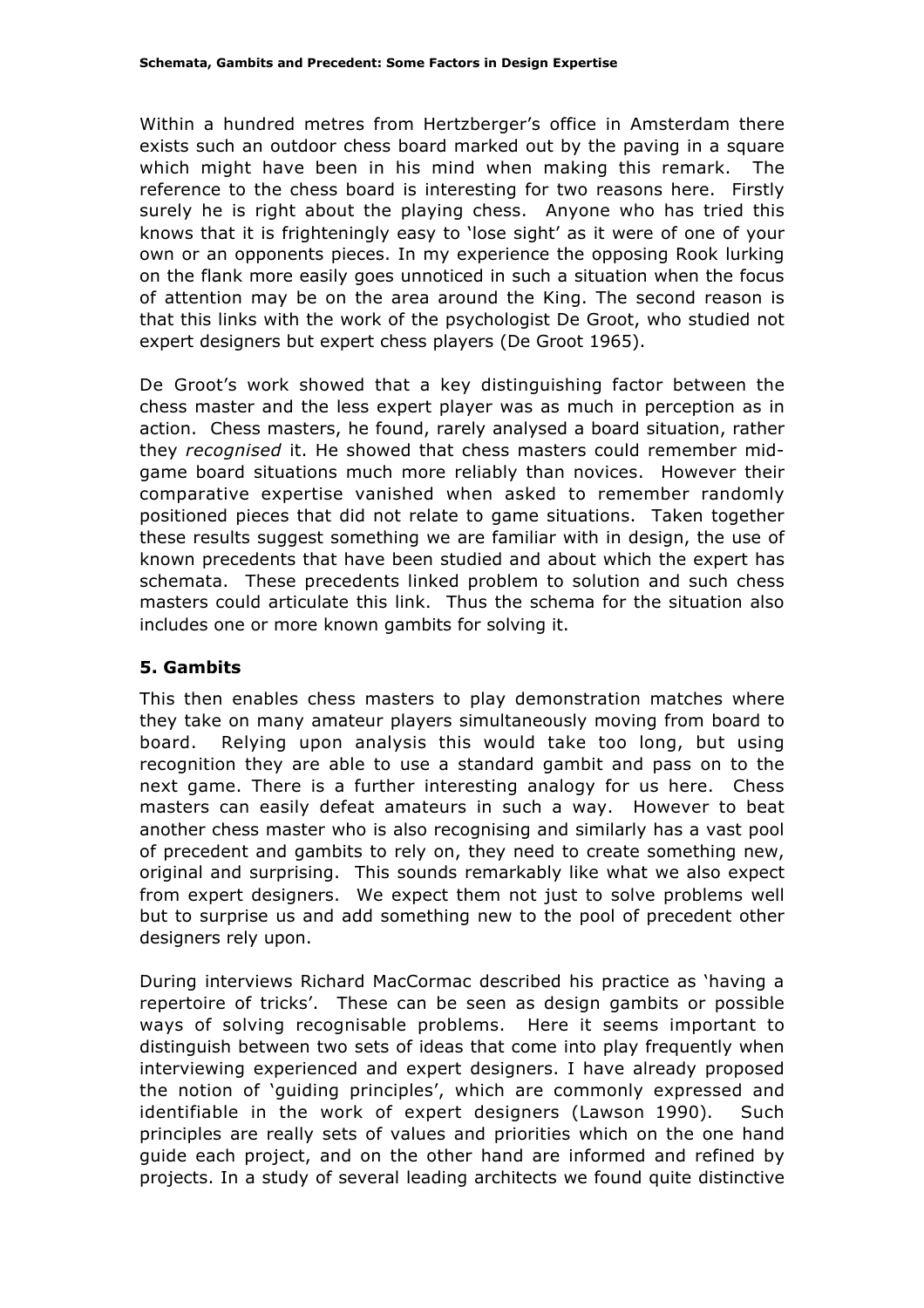Within a hundred metres from Hertzberger's office in Amsterdam there exists such an outdoor chess board marked out by the paving in a square which might have been in his mind when making this remark. The reference to the chess board is interesting for two reasons here. Firstly surely he is right about the playing chess. Anyone who has tried this knows that it is frighteningly easy to 'lose sight' as it were of one of your own or an opponents pieces. In my experience the opposing Rook lurking on the flank more easily goes unnoticed in such a situation when the focus of attention may be on the area around the King. The second reason is that this links with the work of the psychologist De Groot, who studied not expert designers but expert chess players (De Groot 1965).

De Groot's work showed that a key distinguishing factor between the chess master and the less expert player was as much in perception as in action. Chess masters, he found, rarely analysed a board situation, rather they *recognised* it. He showed that chess masters could remember mid-game board situations much more reliably than novices. However their comparative expertise vanished when asked to remember randomly positioned pieces that did not relate to game situations. Taken together these results suggest something we are familiar with in design, the use of known precedents that have been studied and about which the expert has schemata. These precedents linked problem to solution and such chess masters could articulate this link. Thus the schema for the situation also includes one or more known gambits for solving it.

## 5. Gambits

This then enables chess masters to play demonstration matches where they take on many amateur players simultaneously moving from board to board. Relying upon analysis this would take too long, but using recognition they are able to use a standard gambit and pass on to the next game. There is a further interesting analogy for us here. Chess masters can easily defeat amateurs in such a way. However to beat another chess master who is also recognising and similarly has a vast pool of precedent and gambits to rely on, they need to create something new, original and surprising. This sounds remarkably like what we also expect from expert designers. We expect them not just to solve problems well but to surprise us and add something new to the pool of precedent other designers rely upon.

During interviews Richard MacCormac described his practice as 'having a repertoire of tricks'. These can be seen as design gambits or possible ways of solving recognisable problems. Here it seems important to distinguish between two sets of ideas that come into play frequently when interviewing experienced and expert designers. I have already proposed the notion of 'guiding principles', which are commonly expressed and identifiable in the work of expert designers (Lawson 1990). Such principles are really sets of values and priorities which on the one hand guide each project, and on the other hand are informed and refined by projects. In a study of several leading architects we found quite distinctive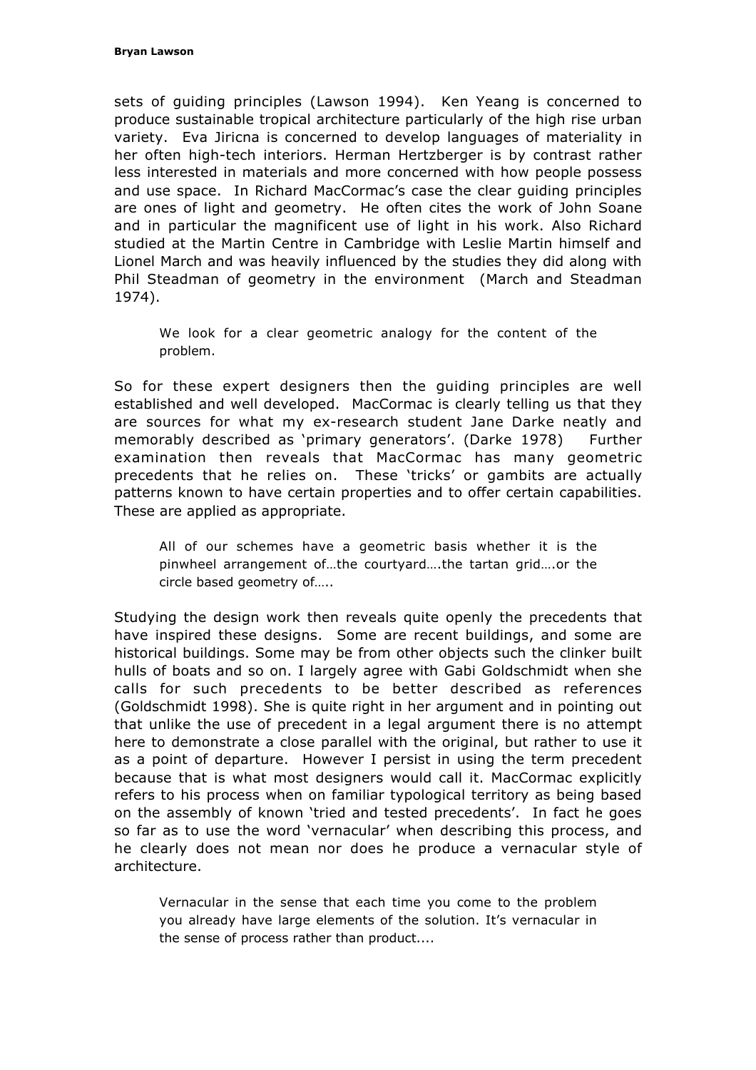sets of guiding principles (Lawson 1994). Ken Yeang is concerned to produce sustainable tropical architecture particularly of the high rise urban variety. Eva Jiricna is concerned to develop languages of materiality in her often high-tech interiors. Herman Hertzberger is by contrast rather less interested in materials and more concerned with how people possess and use space. In Richard MacCormac's case the clear guiding principles are ones of light and geometry. He often cites the work of John Soane and in particular the magnificent use of light in his work. Also Richard studied at the Martin Centre in Cambridge with Leslie Martin himself and Lionel March and was heavily influenced by the studies they did along with Phil Steadman of geometry in the environment (March and Steadman 1974).

> We look for a clear geometric analogy for the content of the problem.

So for these expert designers then the guiding principles are well established and well developed. MacCormac is clearly telling us that they are sources for what my ex-research student Jane Darke neatly and memorably described as 'primary generators'. (Darke 1978) Further examination then reveals that MacCormac has many geometric precedents that he relies on. These 'tricks' or gambits are actually patterns known to have certain properties and to offer certain capabilities. These are applied as appropriate.

> All of our schemes have a geometric basis whether it is the pinwheel arrangement of…the courtyard….the tartan grid….or the circle based geometry of…..

Studying the design work then reveals quite openly the precedents that have inspired these designs. Some are recent buildings, and some are historical buildings. Some may be from other objects such the clinker built hulls of boats and so on. I largely agree with Gabi Goldschmidt when she calls for such precedents to be better described as references (Goldschmidt 1998). She is quite right in her argument and in pointing out that unlike the use of precedent in a legal argument there is no attempt here to demonstrate a close parallel with the original, but rather to use it as a point of departure. However I persist in using the term precedent because that is what most designers would call it. MacCormac explicitly refers to his process when on familiar typological territory as being based on the assembly of known 'tried and tested precedents'. In fact he goes so far as to use the word 'vernacular' when describing this process, and he clearly does not mean nor does he produce a vernacular style of architecture.

> Vernacular in the sense that each time you come to the problem you already have large elements of the solution. It's vernacular in the sense of process rather than product....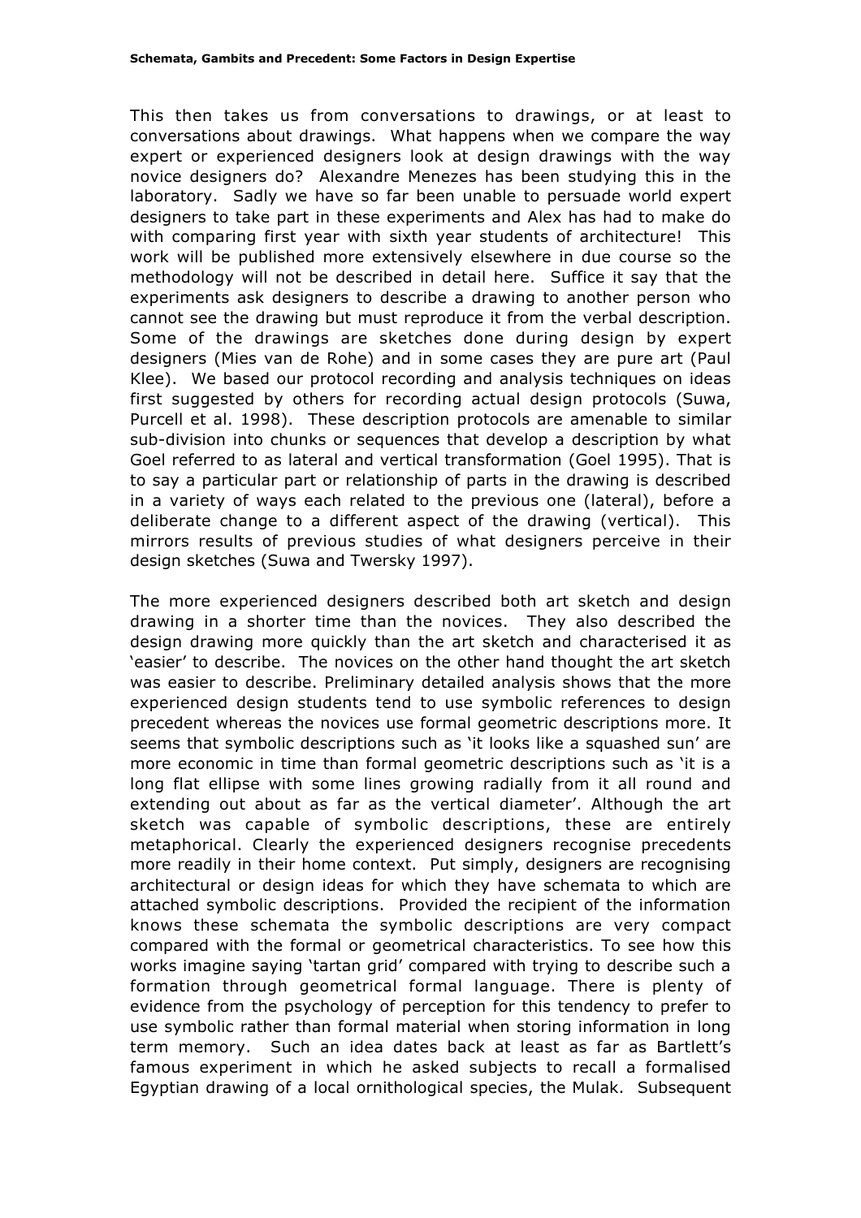This then takes us from conversations to drawings, or at least to conversations about drawings. What happens when we compare the way expert or experienced designers look at design drawings with the way novice designers do? Alexandre Menezes has been studying this in the laboratory. Sadly we have so far been unable to persuade world expert designers to take part in these experiments and Alex has had to make do with comparing first year with sixth year students of architecture! This work will be published more extensively elsewhere in due course so the methodology will not be described in detail here. Suffice it say that the experiments ask designers to describe a drawing to another person who cannot see the drawing but must reproduce it from the verbal description. Some of the drawings are sketches done during design by expert designers (Mies van de Rohe) and in some cases they are pure art (Paul Klee). We based our protocol recording and analysis techniques on ideas first suggested by others for recording actual design protocols (Suwa, Purcell et al. 1998). These description protocols are amenable to similar sub-division into chunks or sequences that develop a description by what Goel referred to as lateral and vertical transformation (Goel 1995). That is to say a particular part or relationship of parts in the drawing is described in a variety of ways each related to the previous one (lateral), before a deliberate change to a different aspect of the drawing (vertical). This mirrors results of previous studies of what designers perceive in their design sketches (Suwa and Twersky 1997).

The more experienced designers described both art sketch and design drawing in a shorter time than the novices. They also described the design drawing more quickly than the art sketch and characterised it as 'easier' to describe. The novices on the other hand thought the art sketch was easier to describe. Preliminary detailed analysis shows that the more experienced design students tend to use symbolic references to design precedent whereas the novices use formal geometric descriptions more. It seems that symbolic descriptions such as 'it looks like a squashed sun' are more economic in time than formal geometric descriptions such as 'it is a long flat ellipse with some lines growing radially from it all round and extending out about as far as the vertical diameter'. Although the art sketch was capable of symbolic descriptions, these are entirely metaphorical. Clearly the experienced designers recognise precedents more readily in their home context. Put simply, designers are recognising architectural or design ideas for which they have schemata to which are attached symbolic descriptions. Provided the recipient of the information knows these schemata the symbolic descriptions are very compact compared with the formal or geometrical characteristics. To see how this works imagine saying 'tartan grid' compared with trying to describe such a formation through geometrical formal language. There is plenty of evidence from the psychology of perception for this tendency to prefer to use symbolic rather than formal material when storing information in long term memory. Such an idea dates back at least as far as Bartlett's famous experiment in which he asked subjects to recall a formalised Egyptian drawing of a local ornithological species, the Mulak. Subsequent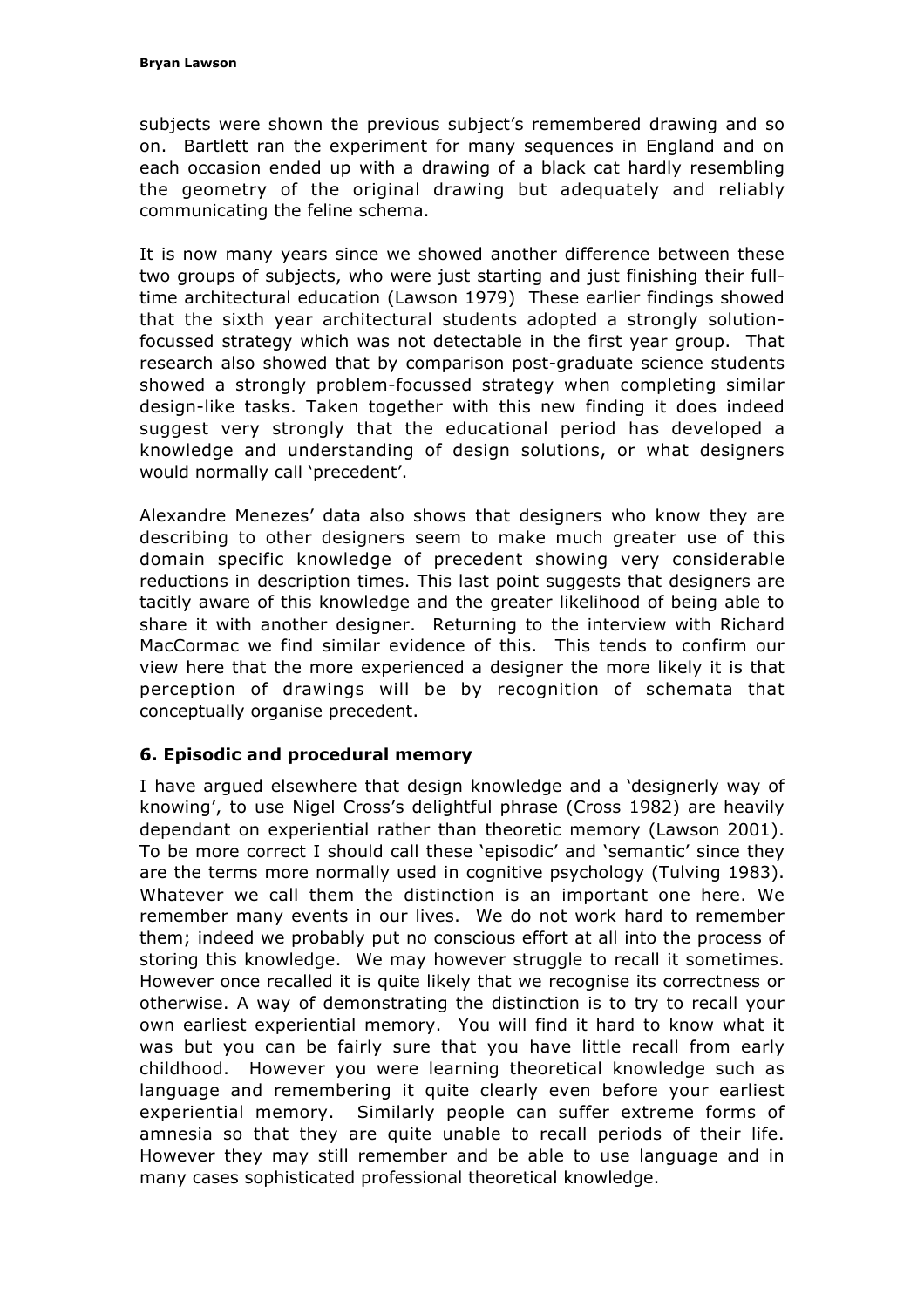subjects were shown the previous subject's remembered drawing and so on. Bartlett ran the experiment for many sequences in England and on each occasion ended up with a drawing of a black cat hardly resembling the geometry of the original drawing but adequately and reliably communicating the feline schema.

It is now many years since we showed another difference between these two groups of subjects, who were just starting and just finishing their full-time architectural education (Lawson 1979) These earlier findings showed that the sixth year architectural students adopted a strongly solution-focussed strategy which was not detectable in the first year group. That research also showed that by comparison post-graduate science students showed a strongly problem-focussed strategy when completing similar design-like tasks. Taken together with this new finding it does indeed suggest very strongly that the educational period has developed a knowledge and understanding of design solutions, or what designers would normally call 'precedent'.

Alexandre Menezes' data also shows that designers who know they are describing to other designers seem to make much greater use of this domain specific knowledge of precedent showing very considerable reductions in description times. This last point suggests that designers are tacitly aware of this knowledge and the greater likelihood of being able to share it with another designer. Returning to the interview with Richard MacCormac we find similar evidence of this. This tends to confirm our view here that the more experienced a designer the more likely it is that perception of drawings will be by recognition of schemata that conceptually organise precedent.

## 6. Episodic and procedural memory

I have argued elsewhere that design knowledge and a 'designerly way of knowing', to use Nigel Cross's delightful phrase (Cross 1982) are heavily dependant on experiential rather than theoretic memory (Lawson 2001). To be more correct I should call these 'episodic' and 'semantic' since they are the terms more normally used in cognitive psychology (Tulving 1983). Whatever we call them the distinction is an important one here. We remember many events in our lives. We do not work hard to remember them; indeed we probably put no conscious effort at all into the process of storing this knowledge. We may however struggle to recall it sometimes. However once recalled it is quite likely that we recognise its correctness or otherwise. A way of demonstrating the distinction is to try to recall your own earliest experiential memory. You will find it hard to know what it was but you can be fairly sure that you have little recall from early childhood. However you were learning theoretical knowledge such as language and remembering it quite clearly even before your earliest experiential memory. Similarly people can suffer extreme forms of amnesia so that they are quite unable to recall periods of their life. However they may still remember and be able to use language and in many cases sophisticated professional theoretical knowledge.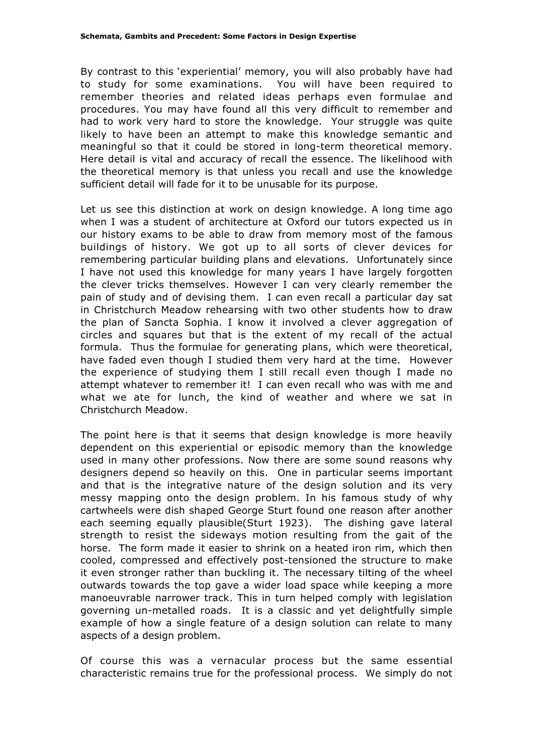By contrast to this 'experiential' memory, you will also probably have had to study for some examinations. You will have been required to remember theories and related ideas perhaps even formulae and procedures. You may have found all this very difficult to remember and had to work very hard to store the knowledge. Your struggle was quite likely to have been an attempt to make this knowledge semantic and meaningful so that it could be stored in long-term theoretical memory. Here detail is vital and accuracy of recall the essence. The likelihood with the theoretical memory is that unless you recall and use the knowledge sufficient detail will fade for it to be unusable for its purpose.

Let us see this distinction at work on design knowledge. A long time ago when I was a student of architecture at Oxford our tutors expected us in our history exams to be able to draw from memory most of the famous buildings of history. We got up to all sorts of clever devices for remembering particular building plans and elevations. Unfortunately since I have not used this knowledge for many years I have largely forgotten the clever tricks themselves. However I can very clearly remember the pain of study and of devising them. I can even recall a particular day sat in Christchurch Meadow rehearsing with two other students how to draw the plan of Sancta Sophia. I know it involved a clever aggregation of circles and squares but that is the extent of my recall of the actual formula. Thus the formulae for generating plans, which were theoretical, have faded even though I studied them very hard at the time. However the experience of studying them I still recall even though I made no attempt whatever to remember it! I can even recall who was with me and what we ate for lunch, the kind of weather and where we sat in Christchurch Meadow.

The point here is that it seems that design knowledge is more heavily dependent on this experiential or episodic memory than the knowledge used in many other professions. Now there are some sound reasons why designers depend so heavily on this. One in particular seems important and that is the integrative nature of the design solution and its very messy mapping onto the design problem. In his famous study of why cartwheels were dish shaped George Sturt found one reason after another each seeming equally plausible(Sturt 1923). The dishing gave lateral strength to resist the sideways motion resulting from the gait of the horse. The form made it easier to shrink on a heated iron rim, which then cooled, compressed and effectively post-tensioned the structure to make it even stronger rather than buckling it. The necessary tilting of the wheel outwards towards the top gave a wider load space while keeping a more manoeuvrable narrower track. This in turn helped comply with legislation governing un-metalled roads. It is a classic and yet delightfully simple example of how a single feature of a design solution can relate to many aspects of a design problem.

Of course this was a vernacular process but the same essential characteristic remains true for the professional process. We simply do not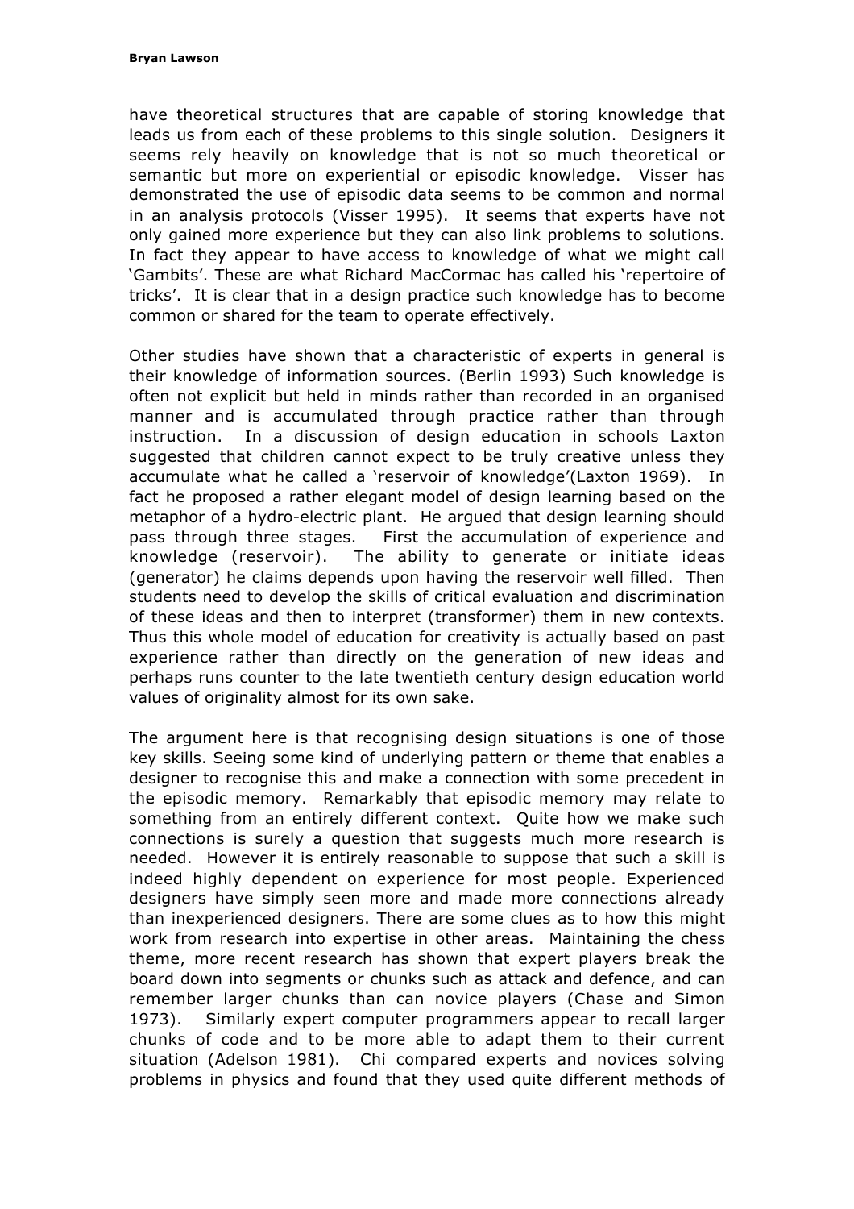have theoretical structures that are capable of storing knowledge that leads us from each of these problems to this single solution. Designers it seems rely heavily on knowledge that is not so much theoretical or semantic but more on experiential or episodic knowledge. Visser has demonstrated the use of episodic data seems to be common and normal in an analysis protocols (Visser 1995). It seems that experts have not only gained more experience but they can also link problems to solutions. In fact they appear to have access to knowledge of what we might call 'Gambits'. These are what Richard MacCormac has called his 'repertoire of tricks'. It is clear that in a design practice such knowledge has to become common or shared for the team to operate effectively.

Other studies have shown that a characteristic of experts in general is their knowledge of information sources. (Berlin 1993) Such knowledge is often not explicit but held in minds rather than recorded in an organised manner and is accumulated through practice rather than through instruction. In a discussion of design education in schools Laxton suggested that children cannot expect to be truly creative unless they accumulate what he called a 'reservoir of knowledge'(Laxton 1969). In fact he proposed a rather elegant model of design learning based on the metaphor of a hydro-electric plant. He argued that design learning should pass through three stages. First the accumulation of experience and knowledge (reservoir). The ability to generate or initiate ideas (generator) he claims depends upon having the reservoir well filled. Then students need to develop the skills of critical evaluation and discrimination of these ideas and then to interpret (transformer) them in new contexts. Thus this whole model of education for creativity is actually based on past experience rather than directly on the generation of new ideas and perhaps runs counter to the late twentieth century design education world values of originality almost for its own sake.

The argument here is that recognising design situations is one of those key skills. Seeing some kind of underlying pattern or theme that enables a designer to recognise this and make a connection with some precedent in the episodic memory. Remarkably that episodic memory may relate to something from an entirely different context. Quite how we make such connections is surely a question that suggests much more research is needed. However it is entirely reasonable to suppose that such a skill is indeed highly dependent on experience for most people. Experienced designers have simply seen more and made more connections already than inexperienced designers. There are some clues as to how this might work from research into expertise in other areas. Maintaining the chess theme, more recent research has shown that expert players break the board down into segments or chunks such as attack and defence, and can remember larger chunks than can novice players (Chase and Simon 1973). Similarly expert computer programmers appear to recall larger chunks of code and to be more able to adapt them to their current situation (Adelson 1981). Chi compared experts and novices solving problems in physics and found that they used quite different methods of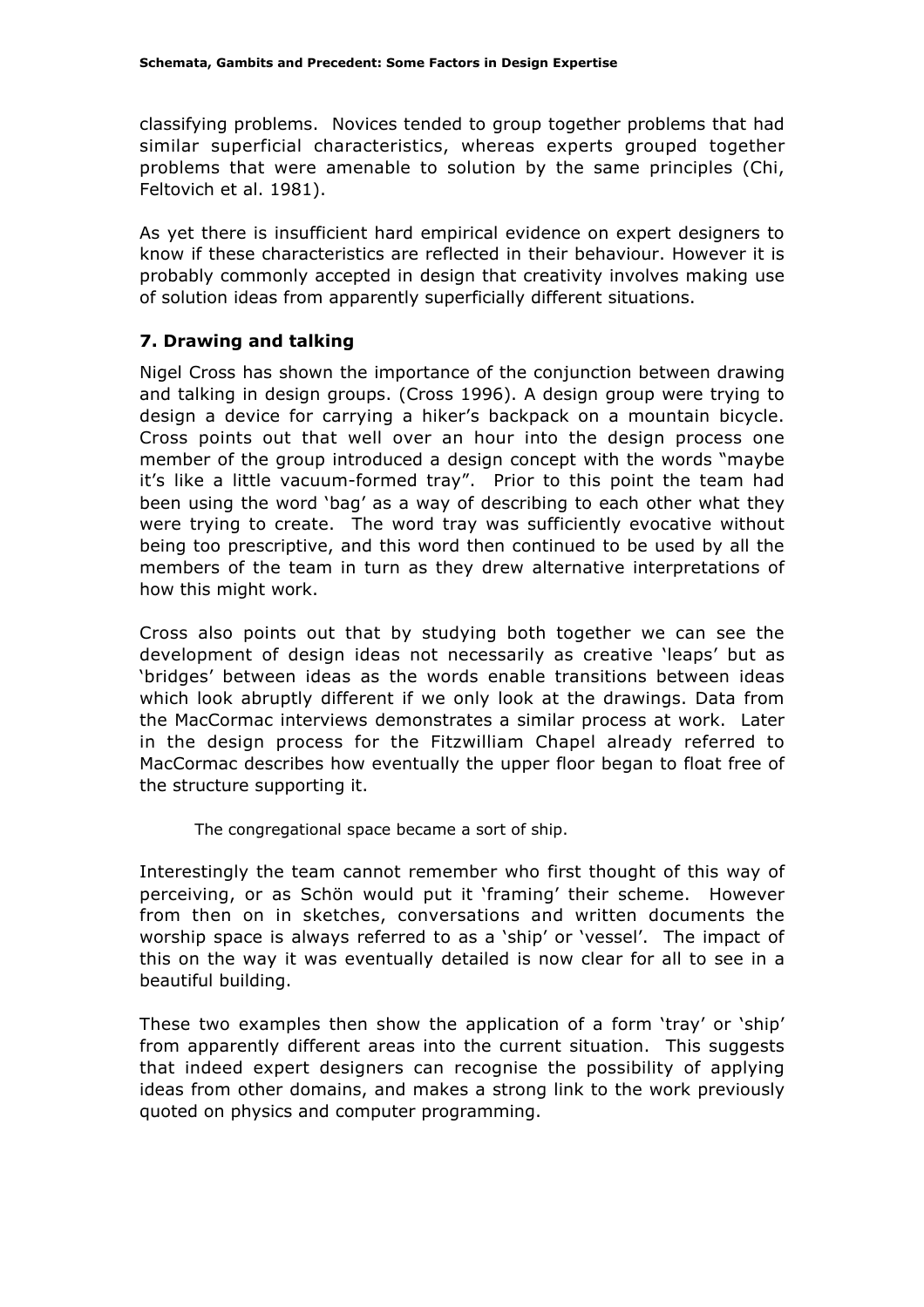classifying problems. Novices tended to group together problems that had similar superficial characteristics, whereas experts grouped together problems that were amenable to solution by the same principles (Chi, Feltovich et al. 1981).

As yet there is insufficient hard empirical evidence on expert designers to know if these characteristics are reflected in their behaviour. However it is probably commonly accepted in design that creativity involves making use of solution ideas from apparently superficially different situations.

## 7. Drawing and talking

Nigel Cross has shown the importance of the conjunction between drawing and talking in design groups. (Cross 1996). A design group were trying to design a device for carrying a hiker's backpack on a mountain bicycle. Cross points out that well over an hour into the design process one member of the group introduced a design concept with the words "maybe it's like a little vacuum-formed tray". Prior to this point the team had been using the word 'bag' as a way of describing to each other what they were trying to create. The word tray was sufficiently evocative without being too prescriptive, and this word then continued to be used by all the members of the team in turn as they drew alternative interpretations of how this might work.

Cross also points out that by studying both together we can see the development of design ideas not necessarily as creative 'leaps' but as 'bridges' between ideas as the words enable transitions between ideas which look abruptly different if we only look at the drawings. Data from the MacCormac interviews demonstrates a similar process at work. Later in the design process for the Fitzwilliam Chapel already referred to MacCormac describes how eventually the upper floor began to float free of the structure supporting it.

> The congregational space became a sort of ship.

Interestingly the team cannot remember who first thought of this way of perceiving, or as Schön would put it 'framing' their scheme. However from then on in sketches, conversations and written documents the worship space is always referred to as a 'ship' or 'vessel'. The impact of this on the way it was eventually detailed is now clear for all to see in a beautiful building.

These two examples then show the application of a form 'tray' or 'ship' from apparently different areas into the current situation. This suggests that indeed expert designers can recognise the possibility of applying ideas from other domains, and makes a strong link to the work previously quoted on physics and computer programming.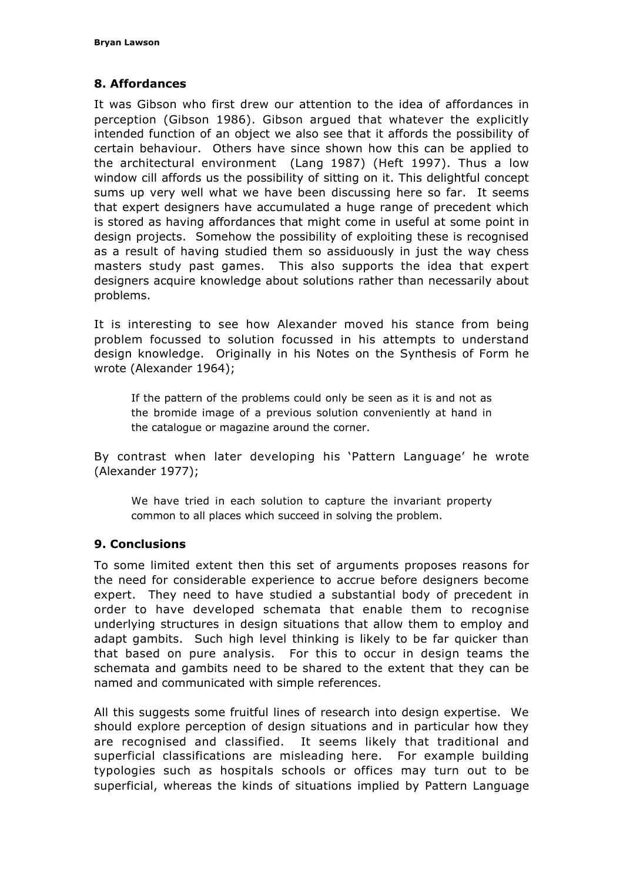## 8. Affordances

It was Gibson who first drew our attention to the idea of affordances in perception (Gibson 1986). Gibson argued that whatever the explicitly intended function of an object we also see that it affords the possibility of certain behaviour. Others have since shown how this can be applied to the architectural environment (Lang 1987) (Heft 1997). Thus a low window cill affords us the possibility of sitting on it. This delightful concept sums up very well what we have been discussing here so far. It seems that expert designers have accumulated a huge range of precedent which is stored as having affordances that might come in useful at some point in design projects. Somehow the possibility of exploiting these is recognised as a result of having studied them so assiduously in just the way chess masters study past games. This also supports the idea that expert designers acquire knowledge about solutions rather than necessarily about problems.

It is interesting to see how Alexander moved his stance from being problem focussed to solution focussed in his attempts to understand design knowledge. Originally in his Notes on the Synthesis of Form he wrote (Alexander 1964);

> If the pattern of the problems could only be seen as it is and not as the bromide image of a previous solution conveniently at hand in the catalogue or magazine around the corner.

By contrast when later developing his 'Pattern Language' he wrote (Alexander 1977);

> We have tried in each solution to capture the invariant property common to all places which succeed in solving the problem.

## 9. Conclusions

To some limited extent then this set of arguments proposes reasons for the need for considerable experience to accrue before designers become expert. They need to have studied a substantial body of precedent in order to have developed schemata that enable them to recognise underlying structures in design situations that allow them to employ and adapt gambits. Such high level thinking is likely to be far quicker than that based on pure analysis. For this to occur in design teams the schemata and gambits need to be shared to the extent that they can be named and communicated with simple references.

All this suggests some fruitful lines of research into design expertise. We should explore perception of design situations and in particular how they are recognised and classified. It seems likely that traditional and superficial classifications are misleading here. For example building typologies such as hospitals schools or offices may turn out to be superficial, whereas the kinds of situations implied by Pattern Language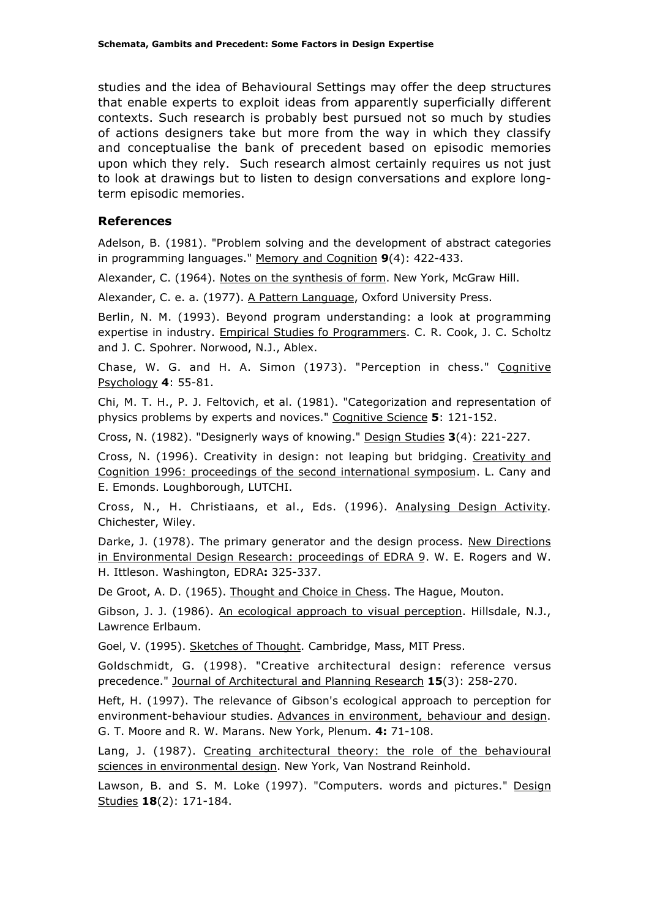studies and the idea of Behavioural Settings may offer the deep structures that enable experts to exploit ideas from apparently superficially different contexts. Such research is probably best pursued not so much by studies of actions designers take but more from the way in which they classify and conceptualise the bank of precedent based on episodic memories upon which they rely. Such research almost certainly requires us not just to look at drawings but to listen to design conversations and explore long-term episodic memories.

### References

Adelson, B. (1981). "Problem solving and the development of abstract categories in programming languages." Memory and Cognition **9**(4): 422-433.

Alexander, C. (1964). Notes on the synthesis of form. New York, McGraw Hill.

Alexander, C. e. a. (1977). A Pattern Language, Oxford University Press.

Berlin, N. M. (1993). Beyond program understanding: a look at programming expertise in industry. Empirical Studies fo Programmers. C. R. Cook, J. C. Scholtz and J. C. Spohrer. Norwood, N.J., Ablex.

Chase, W. G. and H. A. Simon (1973). "Perception in chess." Cognitive Psychology **4**: 55-81.

Chi, M. T. H., P. J. Feltovich, et al. (1981). "Categorization and representation of physics problems by experts and novices." Cognitive Science **5**: 121-152.

Cross, N. (1982). "Designerly ways of knowing." Design Studies **3**(4): 221-227.

Cross, N. (1996). Creativity in design: not leaping but bridging. Creativity and Cognition 1996: proceedings of the second international symposium. L. Cany and E. Emonds. Loughborough, LUTCHI.

Cross, N., H. Christiaans, et al., Eds. (1996). Analysing Design Activity. Chichester, Wiley.

Darke, J. (1978). The primary generator and the design process. New Directions in Environmental Design Research: proceedings of EDRA 9. W. E. Rogers and W. H. Ittleson. Washington, EDRA**:** 325-337.

De Groot, A. D. (1965). Thought and Choice in Chess. The Hague, Mouton.

Gibson, J. J. (1986). An ecological approach to visual perception. Hillsdale, N.J., Lawrence Erlbaum.

Goel, V. (1995). Sketches of Thought. Cambridge, Mass, MIT Press.

Goldschmidt, G. (1998). "Creative architectural design: reference versus precedence." Journal of Architectural and Planning Research **15**(3): 258-270.

Heft, H. (1997). The relevance of Gibson's ecological approach to perception for environment-behaviour studies. Advances in environment, behaviour and design. G. T. Moore and R. W. Marans. New York, Plenum. **4:** 71-108.

Lang, J. (1987). Creating architectural theory: the role of the behavioural sciences in environmental design. New York, Van Nostrand Reinhold.

Lawson, B. and S. M. Loke (1997). "Computers. words and pictures." Design Studies **18**(2): 171-184.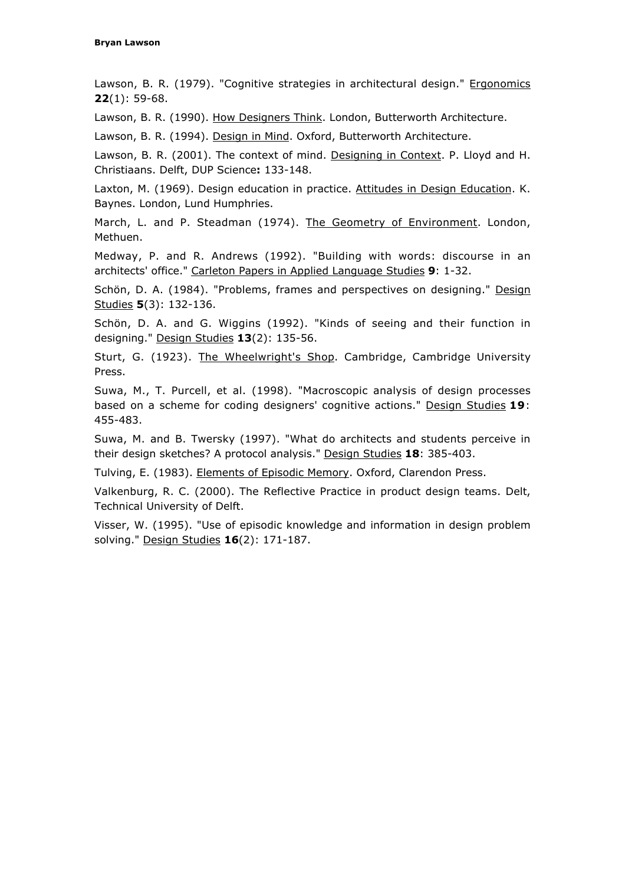Lawson, B. R. (1979). "Cognitive strategies in architectural design." Ergonomics **22**(1): 59-68.

Lawson, B. R. (1990). How Designers Think. London, Butterworth Architecture.

Lawson, B. R. (1994). Design in Mind. Oxford, Butterworth Architecture.

Lawson, B. R. (2001). The context of mind. Designing in Context. P. Lloyd and H. Christiaans. Delft, DUP Science**:** 133-148.

Laxton, M. (1969). Design education in practice. Attitudes in Design Education. K. Baynes. London, Lund Humphries.

March, L. and P. Steadman (1974). The Geometry of Environment. London, Methuen.

Medway, P. and R. Andrews (1992). "Building with words: discourse in an architects' office." Carleton Papers in Applied Language Studies **9**: 1-32.

Schön, D. A. (1984). "Problems, frames and perspectives on designing." Design Studies **5**(3): 132-136.

Schön, D. A. and G. Wiggins (1992). "Kinds of seeing and their function in designing." Design Studies **13**(2): 135-56.

Sturt, G. (1923). The Wheelwright's Shop. Cambridge, Cambridge University Press.

Suwa, M., T. Purcell, et al. (1998). "Macroscopic analysis of design processes based on a scheme for coding designers' cognitive actions." Design Studies **19**: 455-483.

Suwa, M. and B. Twersky (1997). "What do architects and students perceive in their design sketches? A protocol analysis." Design Studies **18**: 385-403.

Tulving, E. (1983). Elements of Episodic Memory. Oxford, Clarendon Press.

Valkenburg, R. C. (2000). The Reflective Practice in product design teams. Delt, Technical University of Delft.

Visser, W. (1995). "Use of episodic knowledge and information in design problem solving." Design Studies **16**(2): 171-187.